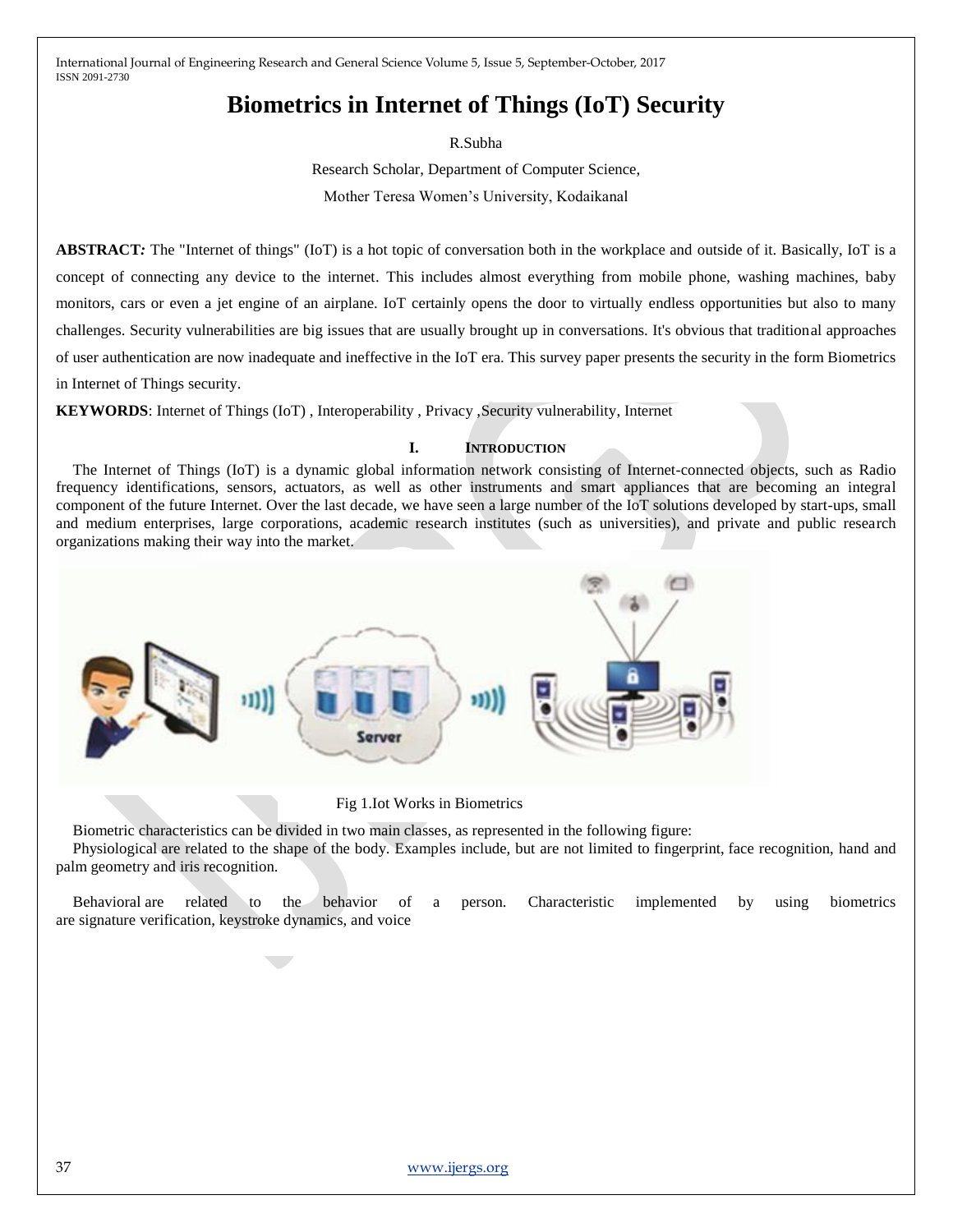# Biometrics in Internet of Things (IoT) Security

R.Subha

Research Scholar, Department of Computer Science,

Mother Teresa Women's University, Kodaikanal

**ABSTRACT***:* The "Internet of things" (IoT) is a hot topic of conversation both in the workplace and outside of it. Basically, IoT is a concept of connecting any device to the internet. This includes almost everything from mobile phone, washing machines, baby monitors, cars or even a jet engine of an airplane. IoT certainly opens the door to virtually endless opportunities but also to many challenges. Security vulnerabilities are big issues that are usually brought up in conversations. It's obvious that traditional approaches of user authentication are now inadequate and ineffective in the IoT era. This survey paper presents the security in the form Biometrics in Internet of Things security.

**KEYWORDS**: Internet of Things (IoT) , Interoperability , Privacy ,Security vulnerability, Internet

## I. INTRODUCTION

The Internet of Things (IoT) is a dynamic global information network consisting of Internet-connected objects, such as Radio frequency identifications, sensors, actuators, as well as other instruments and smart appliances that are becoming an integral component of the future Internet. Over the last decade, we have seen a large number of the IoT solutions developed by start-ups, small and medium enterprises, large corporations, academic research institutes (such as universities), and private and public research organizations making their way into the market.

Fig 1.Iot Works in Biometrics

Biometric characteristics can be divided in two main classes, as represented in the following figure:

Physiological are related to the shape of the body. Examples include, but are not limited to fingerprint, face recognition, hand and palm geometry and iris recognition.

Behavioral are related to the behavior of a person. Characteristic implemented by using biometrics are signature verification, keystroke dynamics, and voice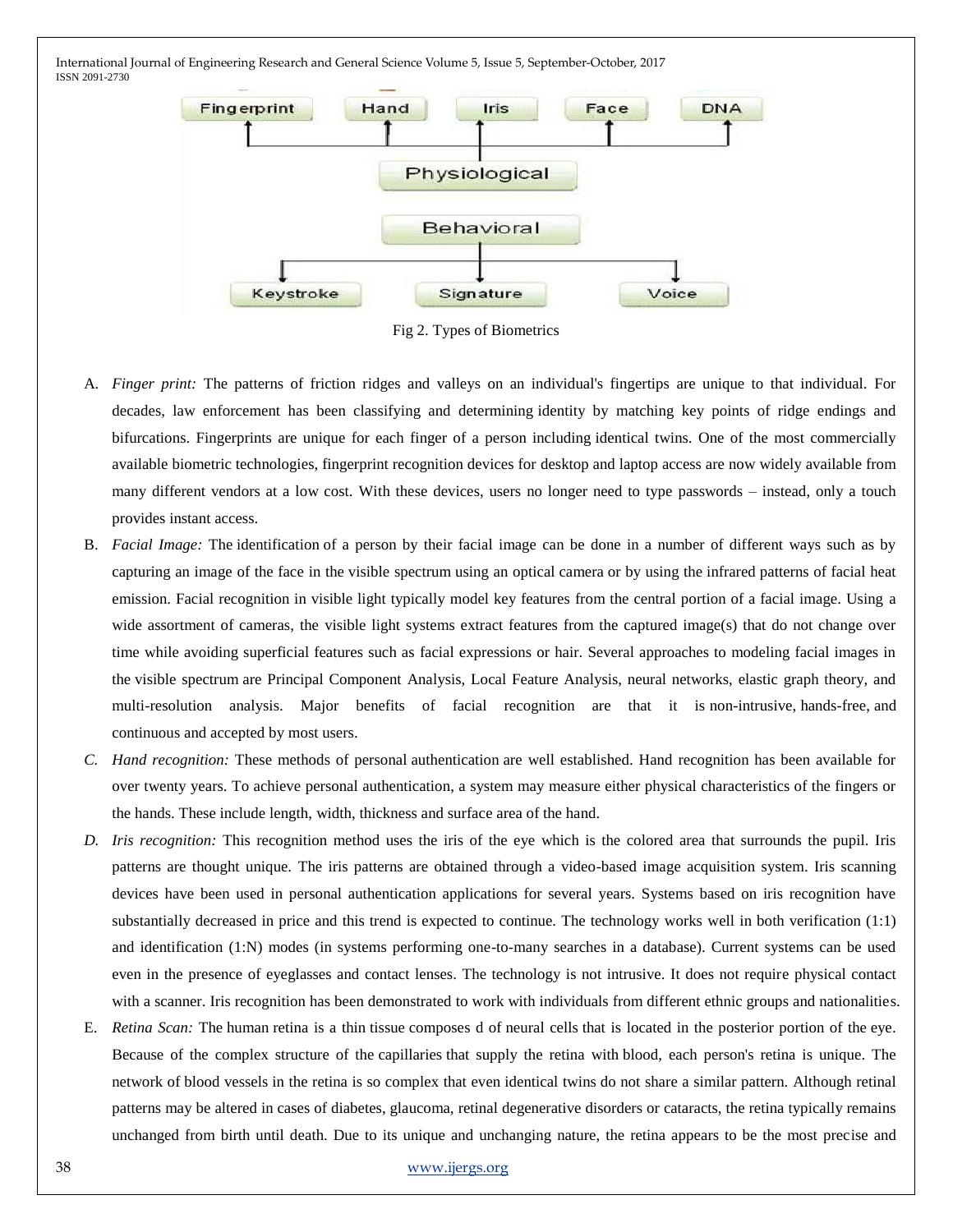Fig 2. Types of Biometrics

A. *Finger print:* The patterns of friction ridges and valleys on an individual's fingertips are unique to that individual. For decades, law enforcement has been classifying and determining identity by matching key points of ridge endings and bifurcations. Fingerprints are unique for each finger of a person including identical twins. One of the most commercially available biometric technologies, fingerprint recognition devices for desktop and laptop access are now widely available from many different vendors at a low cost. With these devices, users no longer need to type passwords – instead, only a touch provides instant access.

B. *Facial Image:* The identification of a person by their facial image can be done in a number of different ways such as by capturing an image of the face in the visible spectrum using an optical camera or by using the infrared patterns of facial heat emission. Facial recognition in visible light typically model key features from the central portion of a facial image. Using a wide assortment of cameras, the visible light systems extract features from the captured image(s) that do not change over time while avoiding superficial features such as facial expressions or hair. Several approaches to modeling facial images in the visible spectrum are Principal Component Analysis, Local Feature Analysis, neural networks, elastic graph theory, and multi-resolution analysis. Major benefits of facial recognition are that it is non-intrusive, hands-free, and continuous and accepted by most users.

*C. Hand recognition:* These methods of personal authentication are well established. Hand recognition has been available for over twenty years. To achieve personal authentication, a system may measure either physical characteristics of the fingers or the hands. These include length, width, thickness and surface area of the hand.

*D. Iris recognition:* This recognition method uses the iris of the eye which is the colored area that surrounds the pupil. Iris patterns are thought unique. The iris patterns are obtained through a video-based image acquisition system. Iris scanning devices have been used in personal authentication applications for several years. Systems based on iris recognition have substantially decreased in price and this trend is expected to continue. The technology works well in both verification (1:1) and identification (1:N) modes (in systems performing one-to-many searches in a database). Current systems can be used even in the presence of eyeglasses and contact lenses. The technology is not intrusive. It does not require physical contact with a scanner. Iris recognition has been demonstrated to work with individuals from different ethnic groups and nationalities.

E. *Retina Scan:* The human retina is a thin tissue composes d of neural cells that is located in the posterior portion of the eye. Because of the complex structure of the capillaries that supply the retina with blood, each person's retina is unique. The network of blood vessels in the retina is so complex that even identical twins do not share a similar pattern. Although retinal patterns may be altered in cases of diabetes, glaucoma, retinal degenerative disorders or cataracts, the retina typically remains unchanged from birth until death. Due to its unique and unchanging nature, the retina appears to be the most precise and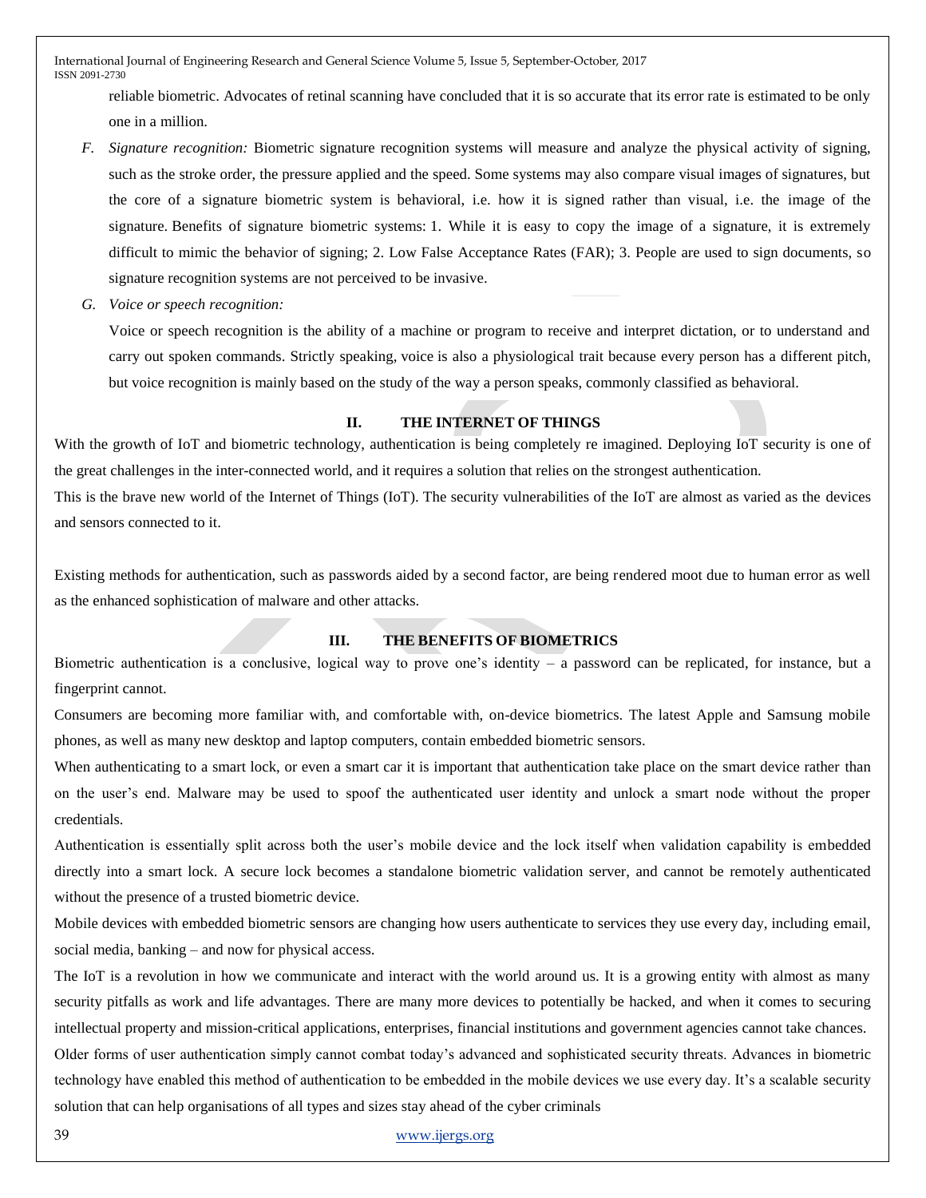reliable biometric. Advocates of retinal scanning have concluded that it is so accurate that its error rate is estimated to be only one in a million.

F. *Signature recognition:* Biometric signature recognition systems will measure and analyze the physical activity of signing, such as the stroke order, the pressure applied and the speed. Some systems may also compare visual images of signatures, but the core of a signature biometric system is behavioral, i.e. how it is signed rather than visual, i.e. the image of the signature. Benefits of signature biometric systems: 1. While it is easy to copy the image of a signature, it is extremely difficult to mimic the behavior of signing; 2. Low False Acceptance Rates (FAR); 3. People are used to sign documents, so signature recognition systems are not perceived to be invasive.

G. *Voice or speech recognition:*

Voice or speech recognition is the ability of a machine or program to receive and interpret dictation, or to understand and carry out spoken commands. Strictly speaking, voice is also a physiological trait because every person has a different pitch, but voice recognition is mainly based on the study of the way a person speaks, commonly classified as behavioral.

## II. THE INTERNET OF THINGS

With the growth of IoT and biometric technology, authentication is being completely re imagined. Deploying IoT security is one of the great challenges in the inter-connected world, and it requires a solution that relies on the strongest authentication.

This is the brave new world of the Internet of Things (IoT). The security vulnerabilities of the IoT are almost as varied as the devices and sensors connected to it.

Existing methods for authentication, such as passwords aided by a second factor, are being rendered moot due to human error as well as the enhanced sophistication of malware and other attacks.

## III. THE BENEFITS OF BIOMETRICS

Biometric authentication is a conclusive, logical way to prove one's identity – a password can be replicated, for instance, but a fingerprint cannot.

Consumers are becoming more familiar with, and comfortable with, on-device biometrics. The latest Apple and Samsung mobile phones, as well as many new desktop and laptop computers, contain embedded biometric sensors.

When authenticating to a smart lock, or even a smart car it is important that authentication take place on the smart device rather than on the user's end. Malware may be used to spoof the authenticated user identity and unlock a smart node without the proper credentials.

Authentication is essentially split across both the user's mobile device and the lock itself when validation capability is embedded directly into a smart lock. A secure lock becomes a standalone biometric validation server, and cannot be remotely authenticated without the presence of a trusted biometric device.

Mobile devices with embedded biometric sensors are changing how users authenticate to services they use every day, including email, social media, banking – and now for physical access.

The IoT is a revolution in how we communicate and interact with the world around us. It is a growing entity with almost as many security pitfalls as work and life advantages. There are many more devices to potentially be hacked, and when it comes to securing intellectual property and mission-critical applications, enterprises, financial institutions and government agencies cannot take chances.

Older forms of user authentication simply cannot combat today's advanced and sophisticated security threats. Advances in biometric technology have enabled this method of authentication to be embedded in the mobile devices we use every day. It's a scalable security solution that can help organisations of all types and sizes stay ahead of the cyber criminals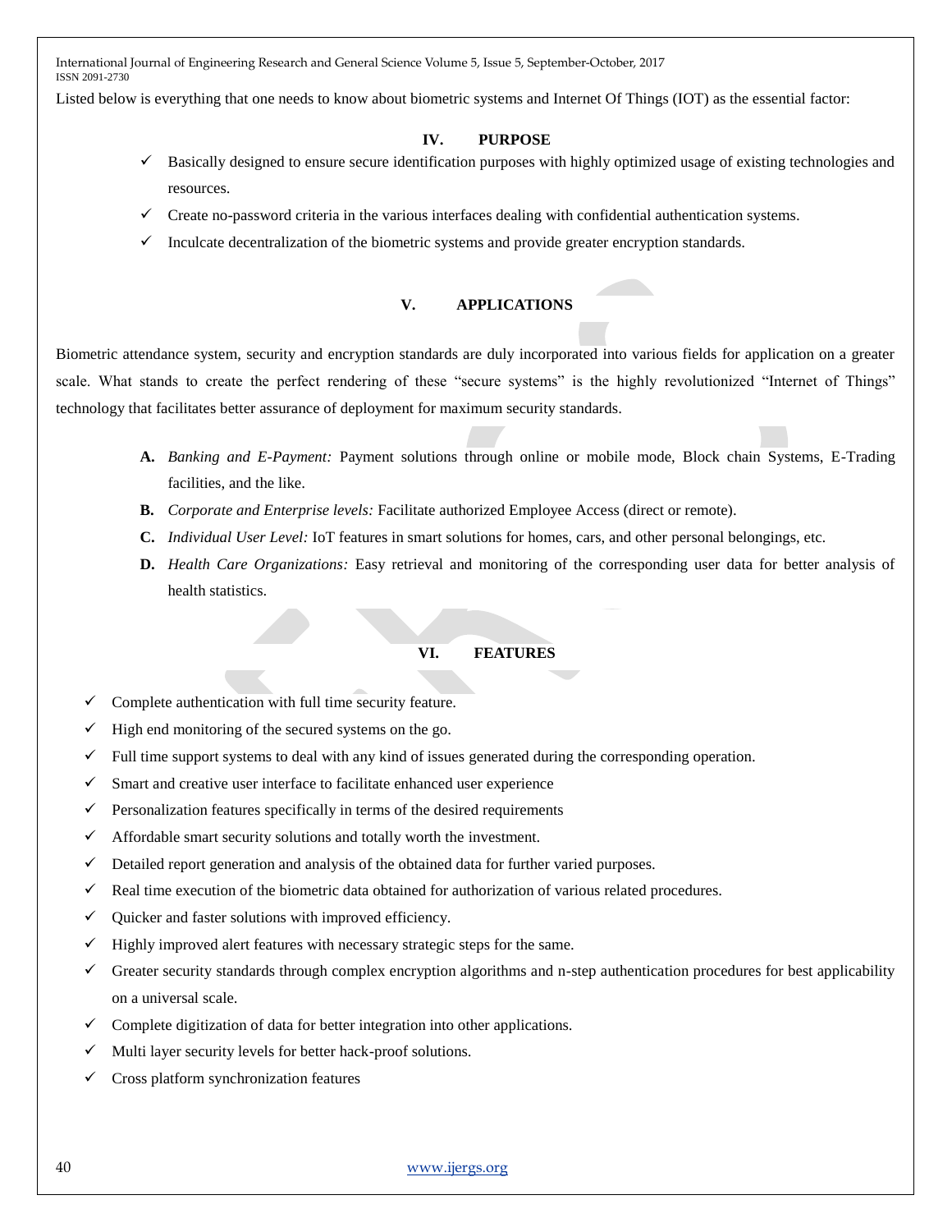Listed below is everything that one needs to know about biometric systems and Internet Of Things (IOT) as the essential factor:

## IV. PURPOSE

- ✓ Basically designed to ensure secure identification purposes with highly optimized usage of existing technologies and resources.
- ✓ Create no-password criteria in the various interfaces dealing with confidential authentication systems.
- ✓ Inculcate decentralization of the biometric systems and provide greater encryption standards.

## V. APPLICATIONS

Biometric attendance system, security and encryption standards are duly incorporated into various fields for application on a greater scale. What stands to create the perfect rendering of these "secure systems" is the highly revolutionized "Internet of Things" technology that facilitates better assurance of deployment for maximum security standards.

- **A.** *Banking and E-Payment:* Payment solutions through online or mobile mode, Block chain Systems, E-Trading facilities, and the like.
- **B.** *Corporate and Enterprise levels:* Facilitate authorized Employee Access (direct or remote).
- **C.** *Individual User Level:* IoT features in smart solutions for homes, cars, and other personal belongings, etc.
- **D.** *Health Care Organizations:* Easy retrieval and monitoring of the corresponding user data for better analysis of health statistics.

## VI. FEATURES

- ✓ Complete authentication with full time security feature.
- ✓ High end monitoring of the secured systems on the go.
- ✓ Full time support systems to deal with any kind of issues generated during the corresponding operation.
- ✓ Smart and creative user interface to facilitate enhanced user experience
- ✓ Personalization features specifically in terms of the desired requirements
- ✓ Affordable smart security solutions and totally worth the investment.
- ✓ Detailed report generation and analysis of the obtained data for further varied purposes.
- ✓ Real time execution of the biometric data obtained for authorization of various related procedures.
- ✓ Quicker and faster solutions with improved efficiency.
- ✓ Highly improved alert features with necessary strategic steps for the same.
- ✓ Greater security standards through complex encryption algorithms and n-step authentication procedures for best applicability on a universal scale.
- ✓ Complete digitization of data for better integration into other applications.
- ✓ Multi layer security levels for better hack-proof solutions.
- ✓ Cross platform synchronization features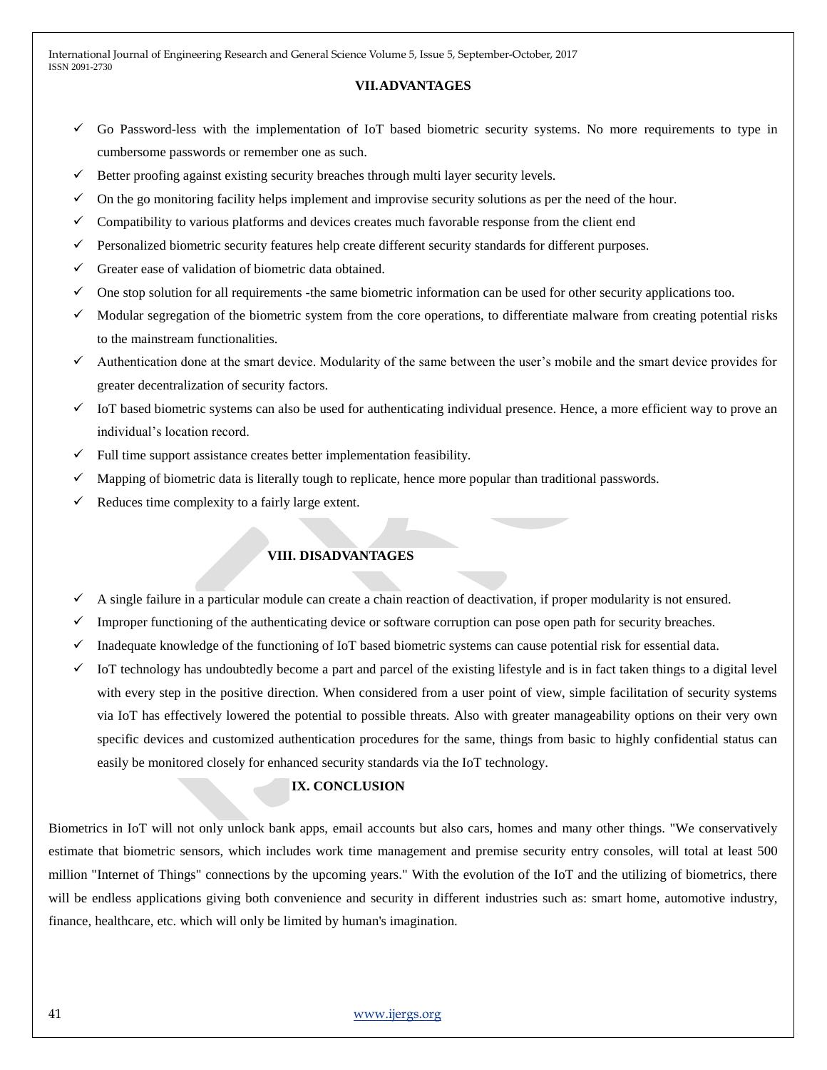## VII. ADVANTAGES

- ✓ Go Password-less with the implementation of IoT based biometric security systems. No more requirements to type in cumbersome passwords or remember one as such.
- ✓ Better proofing against existing security breaches through multi layer security levels.
- ✓ On the go monitoring facility helps implement and improvise security solutions as per the need of the hour.
- ✓ Compatibility to various platforms and devices creates much favorable response from the client end
- ✓ Personalized biometric security features help create different security standards for different purposes.
- ✓ Greater ease of validation of biometric data obtained.
- ✓ One stop solution for all requirements -the same biometric information can be used for other security applications too.
- ✓ Modular segregation of the biometric system from the core operations, to differentiate malware from creating potential risks to the mainstream functionalities.
- ✓ Authentication done at the smart device. Modularity of the same between the user's mobile and the smart device provides for greater decentralization of security factors.
- ✓ IoT based biometric systems can also be used for authenticating individual presence. Hence, a more efficient way to prove an individual's location record.
- ✓ Full time support assistance creates better implementation feasibility.
- ✓ Mapping of biometric data is literally tough to replicate, hence more popular than traditional passwords.
- ✓ Reduces time complexity to a fairly large extent.

## VIII. DISADVANTAGES

- ✓ A single failure in a particular module can create a chain reaction of deactivation, if proper modularity is not ensured.
- ✓ Improper functioning of the authenticating device or software corruption can pose open path for security breaches.
- ✓ Inadequate knowledge of the functioning of IoT based biometric systems can cause potential risk for essential data.
- ✓ IoT technology has undoubtedly become a part and parcel of the existing lifestyle and is in fact taken things to a digital level with every step in the positive direction. When considered from a user point of view, simple facilitation of security systems via IoT has effectively lowered the potential to possible threats. Also with greater manageability options on their very own specific devices and customized authentication procedures for the same, things from basic to highly confidential status can easily be monitored closely for enhanced security standards via the IoT technology.

## IX. CONCLUSION

Biometrics in IoT will not only unlock bank apps, email accounts but also cars, homes and many other things. "We conservatively estimate that biometric sensors, which includes work time management and premise security entry consoles, will total at least 500 million "Internet of Things" connections by the upcoming years." With the evolution of the IoT and the utilizing of biometrics, there will be endless applications giving both convenience and security in different industries such as: smart home, automotive industry, finance, healthcare, etc. which will only be limited by human's imagination.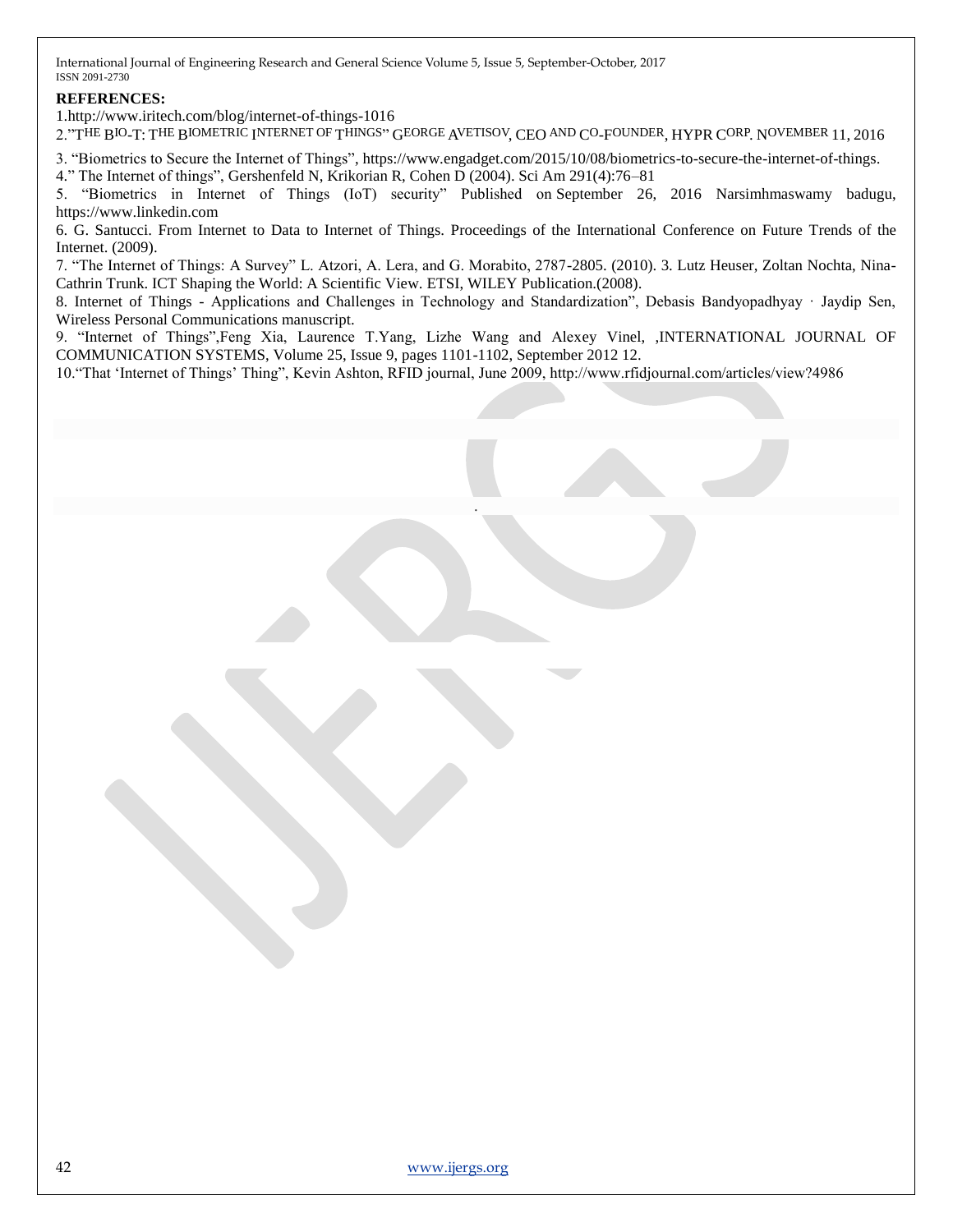**REFERENCES:**

1.http://www.iritech.com/blog/internet-of-things-1016

2.”THE BIO-T: THE BIOMETRIC INTERNET OF THINGS” GEORGE AVETISOV, CEO AND CO-FOUNDER, HYPR CORP. NOVEMBER 11, 2016

3. “Biometrics to Secure the Internet of Things”, https://www.engadget.com/2015/10/08/biometrics-to-secure-the-internet-of-things.

4.” The Internet of things”, Gershenfeld N, Krikorian R, Cohen D (2004). Sci Am 291(4):76–81

5. “Biometrics in Internet of Things (IoT) security” Published on September 26, 2016 Narsimhmaswamy badugu, https://www.linkedin.com

6. G. Santucci. From Internet to Data to Internet of Things. Proceedings of the International Conference on Future Trends of the Internet. (2009).

7. “The Internet of Things: A Survey” L. Atzori, A. Lera, and G. Morabito, 2787-2805. (2010). 3. Lutz Heuser, Zoltan Nochta, Nina-Cathrin Trunk. ICT Shaping the World: A Scientific View. ETSI, WILEY Publication.(2008).

8. Internet of Things - Applications and Challenges in Technology and Standardization”, Debasis Bandyopadhyay · Jaydip Sen, Wireless Personal Communications manuscript.

9. “Internet of Things”,Feng Xia, Laurence T.Yang, Lizhe Wang and Alexey Vinel, ,INTERNATIONAL JOURNAL OF COMMUNICATION SYSTEMS, Volume 25, Issue 9, pages 1101-1102, September 2012 12.

10.“That ‘Internet of Things’ Thing”, Kevin Ashton, RFID journal, June 2009, http://www.rfidjournal.com/articles/view?4986